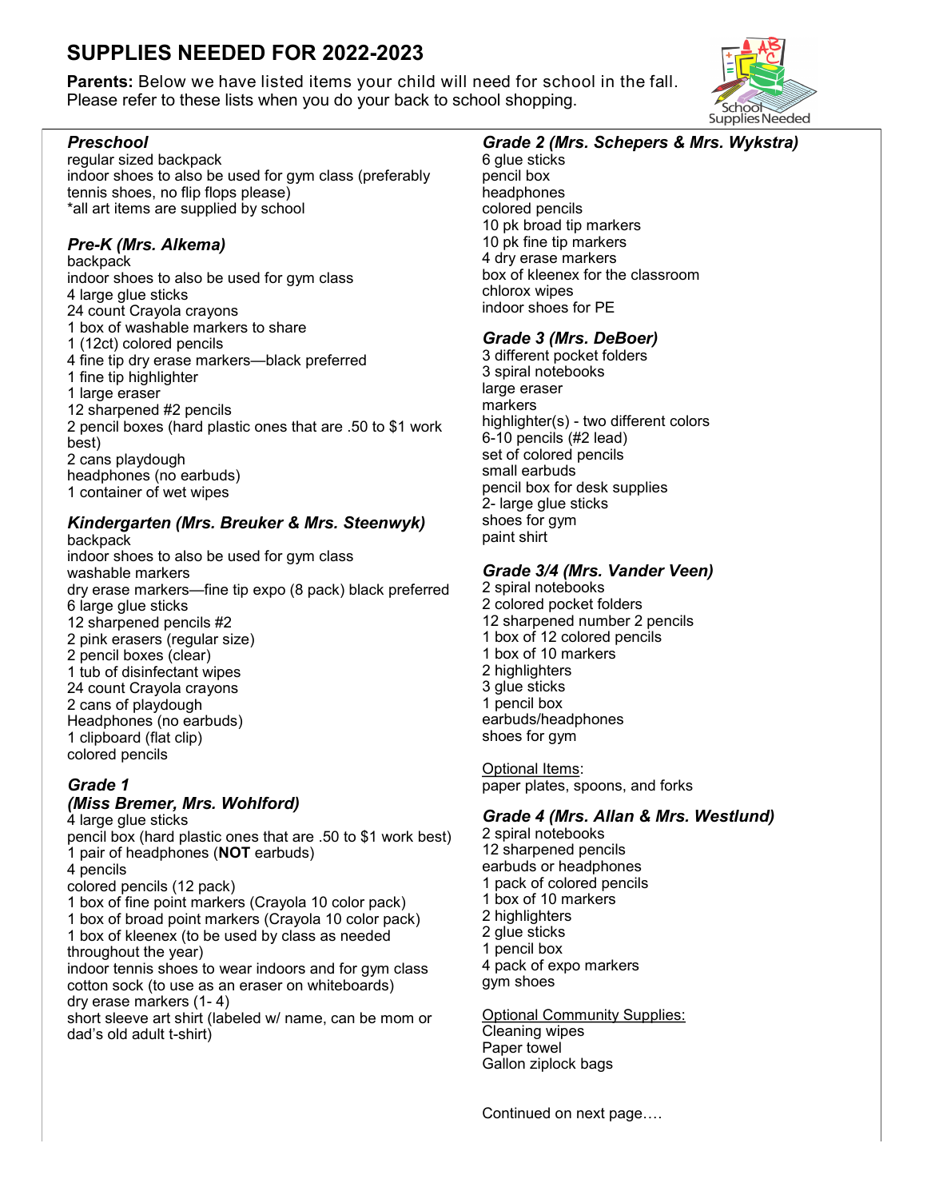# SUPPLIES NEEDED FOR 2022-2023

**Parents:** Below we have listed items your child will need for school in the fall. Please refer to these lists when you do your back to school shopping.

### *Preschool*
regular sized backpack
indoor shoes to also be used for gym class (preferably tennis shoes, no flip flops please)
*all art items are supplied by school

### *Pre-K (Mrs. Alkema)*
backpack
indoor shoes to also be used for gym class
4 large glue sticks
24 count Crayola crayons
1 box of washable markers to share
1 (12ct) colored pencils
4 fine tip dry erase markers—black preferred
1 fine tip highlighter
1 large eraser
12 sharpened #2 pencils
2 pencil boxes (hard plastic ones that are .50 to $1 work best)
2 cans playdough
headphones (no earbuds)
1 container of wet wipes

### *Kindergarten (Mrs. Breuker & Mrs. Steenwyk)*
backpack
indoor shoes to also be used for gym class
washable markers
dry erase markers—fine tip expo (8 pack) black preferred
6 large glue sticks
12 sharpened pencils #2
2 pink erasers (regular size)
2 pencil boxes (clear)
1 tub of disinfectant wipes
24 count Crayola crayons
2 cans of playdough
Headphones (no earbuds)
1 clipboard (flat clip)
colored pencils

### *Grade 1 (Miss Bremer, Mrs. Wohlford)*
4 large glue sticks
pencil box (hard plastic ones that are .50 to $1 work best)
1 pair of headphones (**NOT** earbuds)
4 pencils
colored pencils (12 pack)
1 box of fine point markers (Crayola 10 color pack)
1 box of broad point markers (Crayola 10 color pack)
1 box of kleenex (to be used by class as needed throughout the year)
indoor tennis shoes to wear indoors and for gym class
cotton sock (to use as an eraser on whiteboards)
dry erase markers (1- 4)
short sleeve art shirt (labeled w/ name, can be mom or dad's old adult t-shirt)

### *Grade 2 (Mrs. Schepers & Mrs. Wykstra)*
6 glue sticks
pencil box
headphones
colored pencils
10 pk broad tip markers
10 pk fine tip markers
4 dry erase markers
box of kleenex for the classroom
chlorox wipes
indoor shoes for PE

### *Grade 3 (Mrs. DeBoer)*
3 different pocket folders
3 spiral notebooks
large eraser
markers
highlighter(s) - two different colors
6-10 pencils (#2 lead)
set of colored pencils
small earbuds
pencil box for desk supplies
2- large glue sticks
shoes for gym
paint shirt

### *Grade 3/4 (Mrs. Vander Veen)*
2 spiral notebooks
2 colored pocket folders
12 sharpened number 2 pencils
1 box of 12 colored pencils
1 box of 10 markers
2 highlighters
3 glue sticks
1 pencil box
earbuds/headphones
shoes for gym

<u>Optional Items</u>:
paper plates, spoons, and forks

### *Grade 4 (Mrs. Allan & Mrs. Westlund)*
2 spiral notebooks
12 sharpened pencils
earbuds or headphones
1 pack of colored pencils
1 box of 10 markers
2 highlighters
2 glue sticks
1 pencil box
4 pack of expo markers
gym shoes

<u>Optional Community Supplies:</u>
Cleaning wipes
Paper towel
Gallon ziplock bags

Continued on next page….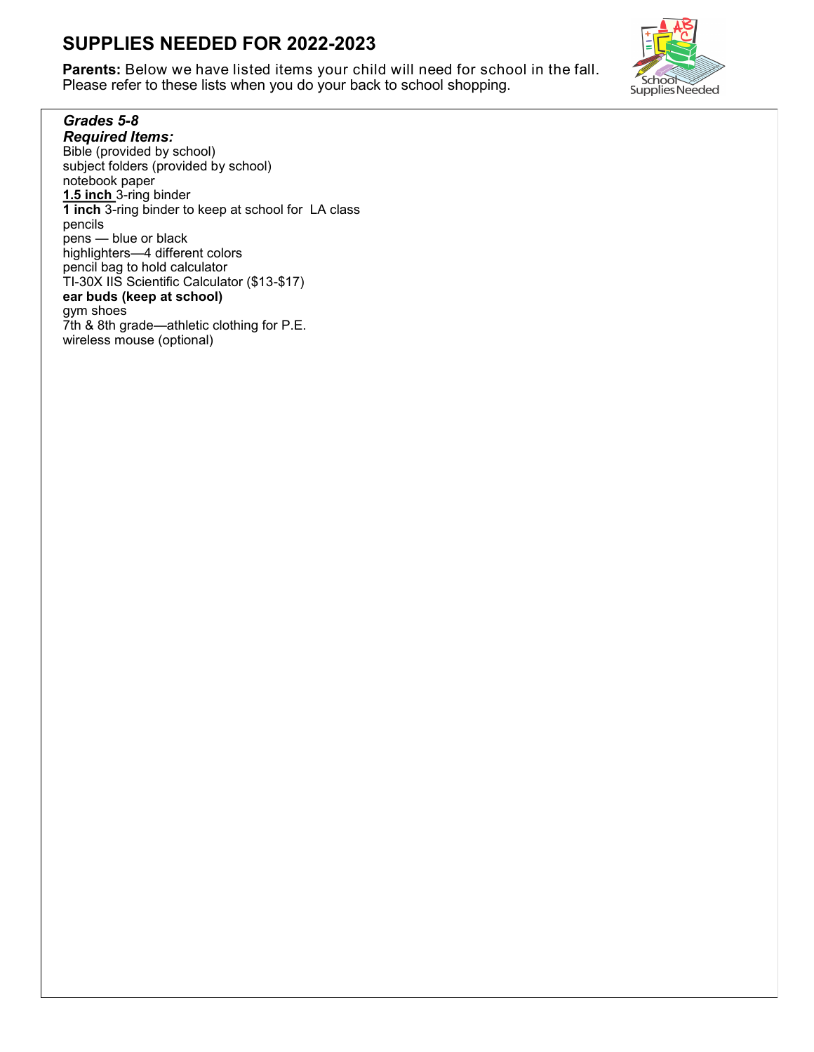# SUPPLIES NEEDED FOR 2022-2023

**Parents:** Below we have listed items your child will need for school in the fall. Please refer to these lists when you do your back to school shopping.

***Grades 5-8***

***Required Items:***

Bible (provided by school)
subject folders (provided by school)
notebook paper
**1.5 inch** 3-ring binder
**1 inch** 3-ring binder to keep at school for LA class
pencils
pens — blue or black
highlighters—4 different colors
pencil bag to hold calculator
TI-30X IIS Scientific Calculator ($13-$17)
**ear buds (keep at school)**
gym shoes
7th & 8th grade—athletic clothing for P.E.
wireless mouse (optional)